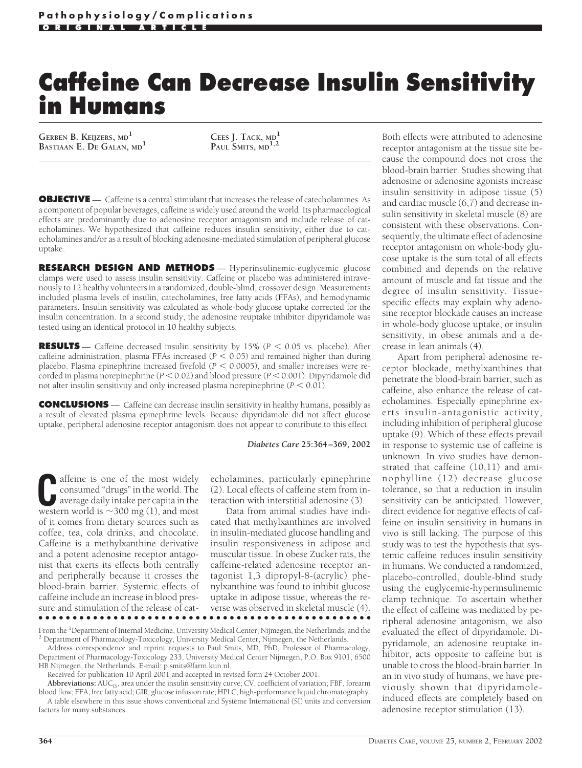# Caffeine Can Decrease Insulin Sensitivity in Humans

GERBEN B. KEIJZERS, MD[1]
BASTIAAN E. DE GALAN, MD[1]
CEES J. TACK, MD[1]
PAUL SMITS, MD[1,2]

**OBJECTIVE** — Caffeine is a central stimulant that increases the release of catecholamines. As a component of popular beverages, caffeine is widely used around the world. Its pharmacological effects are predominantly due to adenosine receptor antagonism and include release of catecholamines. We hypothesized that caffeine reduces insulin sensitivity, either due to catecholamines and/or as a result of blocking adenosine-mediated stimulation of peripheral glucose uptake.

**RESEARCH DESIGN AND METHODS** — Hyperinsulinemic-euglycemic glucose clamps were used to assess insulin sensitivity. Caffeine or placebo was administered intravenously to 12 healthy volunteers in a randomized, double-blind, crossover design. Measurements included plasma levels of insulin, catecholamines, free fatty acids (FFAs), and hemodynamic parameters. Insulin sensitivity was calculated as whole-body glucose uptake corrected for the insulin concentration. In a second study, the adenosine reuptake inhibitor dipyridamole was tested using an identical protocol in 10 healthy subjects.

**RESULTS** — Caffeine decreased insulin sensitivity by 15% ($P < 0.05$ vs. placebo). After caffeine administration, plasma FFAs increased ($P < 0.05$) and remained higher than during placebo. Plasma epinephrine increased fivefold ($P < 0.0005$), and smaller increases were recorded in plasma norepinephrine ($P < 0.02$) and blood pressure ($P < 0.001$). Dipyridamole did not alter insulin sensitivity and only increased plasma norepinephrine ($P < 0.01$).

**CONCLUSIONS** — Caffeine can decrease insulin sensitivity in healthy humans, possibly as a result of elevated plasma epinephrine levels. Because dipyridamole did not affect glucose uptake, peripheral adenosine receptor antagonism does not appear to contribute to this effect.

*Diabetes Care* 25:364–369, 2002

Caffeine is one of the most widely consumed "drugs" in the world. The average daily intake per capita in the western world is ~300 mg (1), and most of it comes from dietary sources such as coffee, tea, cola drinks, and chocolate. Caffeine is a methylxanthine derivative and a potent adenosine receptor antagonist that exerts its effects both centrally and peripherally because it crosses the blood-brain barrier. Systemic effects of caffeine include an increase in blood pressure and stimulation of the release of catecholamines, particularly epinephrine (2). Local effects of caffeine stem from interaction with interstitial adenosine (3).

Data from animal studies have indicated that methylxanthines are involved in insulin-mediated glucose handling and insulin responsiveness in adipose and muscular tissue. In obese Zucker rats, the caffeine-related adenosine receptor antagonist 1,3 dipropyl-8-(acrylic) phenylxanthine was found to inhibit glucose uptake in adipose tissue, whereas the reverse was observed in skeletal muscle (4). Both effects were attributed to adenosine receptor antagonism at the tissue site because the compound does not cross the blood-brain barrier. Studies showing that adenosine or adenosine agonists increase insulin sensitivity in adipose tissue (5) and cardiac muscle (6,7) and decrease insulin sensitivity in skeletal muscle (8) are consistent with these observations. Consequently, the ultimate effect of adenosine receptor antagonism on whole-body glucose uptake is the sum total of all effects combined and depends on the relative amount of muscle and fat tissue and the degree of insulin sensitivity. Tissue-specific effects may explain why adenosine receptor blockade causes an increase in whole-body glucose uptake, or insulin sensitivity, in obese animals and a decrease in lean animals (4).

Apart from peripheral adenosine receptor blockade, methylxanthines that penetrate the blood-brain barrier, such as caffeine, also enhance the release of catecholamines. Especially epinephrine exerts insulin-antagonistic activity, including inhibition of peripheral glucose uptake (9). Which of these effects prevail in response to systemic use of caffeine is unknown. In vivo studies have demonstrated that caffeine (10,11) and aminophylline (12) decrease glucose tolerance, so that a reduction in insulin sensitivity can be anticipated. However, direct evidence for negative effects of caffeine on insulin sensitivity in humans in vivo is still lacking. The purpose of this study was to test the hypothesis that systemic caffeine reduces insulin sensitivity in humans. We conducted a randomized, placebo-controlled, double-blind study using the euglycemic-hyperinsulinemic clamp technique. To ascertain whether the effect of caffeine was mediated by peripheral adenosine antagonism, we also evaluated the effect of dipyridamole. Dipyridamole, an adenosine reuptake inhibitor, acts opposite to caffeine but is unable to cross the blood-brain barrier. In an in vivo study of humans, we have previously shown that dipyridamole-induced effects are completely based on adenosine receptor stimulation (13).

---

From the [1]Department of Internal Medicine, University Medical Center, Nijmegen, the Netherlands; and the [2]Department of Pharmacology-Toxicology, University Medical Center, Nijmegen, the Netherlands.

Address correspondence and reprint requests to Paul Smits, MD, PhD, Professor of Pharmacology, Department of Pharmacology-Toxicology 233, University Medical Center Nijmegen, P.O. Box 9101, 6500 HB Nijmegen, the Netherlands. E-mail: p.smits@farm.kun.nl.

Received for publication 10 April 2001 and accepted in revised form 24 October 2001.

**Abbreviations:** $AUC_{IS}$, area under the insulin sensitivity curve; CV, coefficient of variation; FBF, forearm blood flow; FFA, free fatty acid; GIR, glucose infusion rate; HPLC, high-performance liquid chromatography.

A table elsewhere in this issue shows conventional and Système International (SI) units and conversion factors for many substances.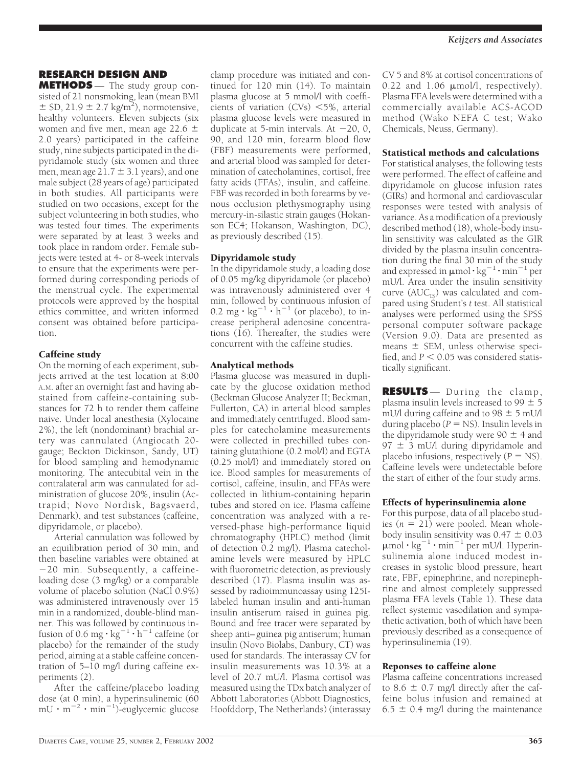## RESEARCH DESIGN AND METHODS

The study group consisted of 21 nonsmoking, lean (mean BMI ± SD, 21.9 ± 2.7 kg/m$^2$), normotensive, healthy volunteers. Eleven subjects (six women and five men, mean age 22.6 ± 2.0 years) participated in the caffeine study, nine subjects participated in the dipyridamole study (six women and three men, mean age 21.7 ± 3.1 years), and one male subject (28 years of age) participated in both studies. All participants were studied on two occasions, except for the subject volunteering in both studies, who was tested four times. The experiments were separated by at least 3 weeks and took place in random order. Female subjects were tested at 4- or 8-week intervals to ensure that the experiments were performed during corresponding periods of the menstrual cycle. The experimental protocols were approved by the hospital ethics committee, and written informed consent was obtained before participation.

### Caffeine study

On the morning of each experiment, subjects arrived at the test location at 8:00 A.M. after an overnight fast and having abstained from caffeine-containing substances for 72 h to render them caffeine naive. Under local anesthesia (Xylocaine 2%), the left (nondominant) brachial artery was cannulated (Angiocath 20-gauge; Beckton Dickinson, Sandy, UT) for blood sampling and hemodynamic monitoring. The antecubital vein in the contralateral arm was cannulated for administration of glucose 20%, insulin (Actrapid; Novo Nordisk, Bagsvaerd, Denmark), and test substances (caffeine, dipyridamole, or placebo).

Arterial cannulation was followed by an equilibration period of 30 min, and then baseline variables were obtained at −20 min. Subsequently, a caffeine-loading dose (3 mg/kg) or a comparable volume of placebo solution (NaCl 0.9%) was administered intravenously over 15 min in a randomized, double-blind manner. This was followed by continuous infusion of 0.6 mg · kg$^{-1}$ · h$^{-1}$ caffeine (or placebo) for the remainder of the study period, aiming at a stable caffeine concentration of 5–10 mg/l during caffeine experiments (2).

After the caffeine/placebo loading dose (at 0 min), a hyperinsulinemic (60 mU · m$^{-2}$ · min$^{-1}$)-euglycemic glucose clamp procedure was initiated and continued for 120 min (14). To maintain plasma glucose at 5 mmol/l with coefficients of variation (CVs) <5%, arterial plasma glucose levels were measured in duplicate at 5-min intervals. At −20, 0, 90, and 120 min, forearm blood flow (FBF) measurements were performed, and arterial blood was sampled for determination of catecholamines, cortisol, free fatty acids (FFAs), insulin, and caffeine. FBF was recorded in both forearms by venous occlusion plethysmography using mercury-in-silastic strain gauges (Hokanson EC4; Hokanson, Washington, DC), as previously described (15).

### Dipyridamole study

In the dipyridamole study, a loading dose of 0.05 mg/kg dipyridamole (or placebo) was intravenously administered over 4 min, followed by continuous infusion of 0.2 mg · kg$^{-1}$ · h$^{-1}$ (or placebo), to increase peripheral adenosine concentrations (16). Thereafter, the studies were concurrent with the caffeine studies.

### Analytical methods

Plasma glucose was measured in duplicate by the glucose oxidation method (Beckman Glucose Analyzer II; Beckman, Fullerton, CA) in arterial blood samples and immediately centrifuged. Blood samples for catecholamine measurements were collected in prechilled tubes containing glutathione (0.2 mol/l) and EGTA (0.25 mol/l) and immediately stored on ice. Blood samples for measurements of cortisol, caffeine, insulin, and FFAs were collected in lithium-containing heparin tubes and stored on ice. Plasma caffeine concentration was analyzed with a reversed-phase high-performance liquid chromatography (HPLC) method (limit of detection 0.2 mg/l). Plasma catecholamine levels were measured by HPLC with fluorometric detection, as previously described (17). Plasma insulin was assessed by radioimmunoassay using 125I-labeled human insulin and anti-human insulin antiserum raised in guinea pig. Bound and free tracer were separated by sheep anti–guinea pig antiserum; human insulin (Novo Biolabs, Danbury, CT) was used for standards. The interassay CV for insulin measurements was 10.3% at a level of 20.7 mU/l. Plasma cortisol was measured using the TDx batch analyzer of Abbott Laboratories (Abbott Diagnostics, Hoofddorp, The Netherlands) (interassay CV 5 and 8% at cortisol concentrations of 0.22 and 1.06 μmol/l, respectively). Plasma FFA levels were determined with a commercially available ACS-ACOD method (Wako NEFA C test; Wako Chemicals, Neuss, Germany).

### Statistical methods and calculations

For statistical analyses, the following tests were performed. The effect of caffeine and dipyridamole on glucose infusion rates (GIRs) and hormonal and cardiovascular responses were tested with analysis of variance. As a modification of a previously described method (18), whole-body insulin sensitivity was calculated as the GIR divided by the plasma insulin concentration during the final 30 min of the study and expressed in μmol · kg$^{-1}$ · min$^{-1}$ per mU/l. Area under the insulin sensitivity curve ($AUC_{IS}$) was calculated and compared using Student's *t* test. All statistical analyses were performed using the SPSS personal computer software package (Version 9.0). Data are presented as means ± SEM, unless otherwise specified, and $P < 0.05$ was considered statistically significant.

## RESULTS

During the clamp, plasma insulin levels increased to 99 ± 5 mU/l during caffeine and to 98 ± 5 mU/l during placebo ($P$ = NS). Insulin levels in the dipyridamole study were 90 ± 4 and 97 ± 3 mU/l during dipyridamole and placebo infusions, respectively ($P$ = NS). Caffeine levels were undetectable before the start of either of the four study arms.

### Effects of hyperinsulinemia alone

For this purpose, data of all placebo studies ($n$ = 21) were pooled. Mean whole-body insulin sensitivity was 0.47 ± 0.03 μmol · kg$^{-1}$ · min$^{-1}$ per mU/l. Hyperinsulinemia alone induced modest increases in systolic blood pressure, heart rate, FBF, epinephrine, and norepinephrine and almost completely suppressed plasma FFA levels (Table 1). These data reflect systemic vasodilation and sympathetic activation, both of which have been previously described as a consequence of hyperinsulinemia (19).

### Reponses to caffeine alone

Plasma caffeine concentrations increased to 8.6 ± 0.7 mg/l directly after the caffeine bolus infusion and remained at 6.5 ± 0.4 mg/l during the maintenance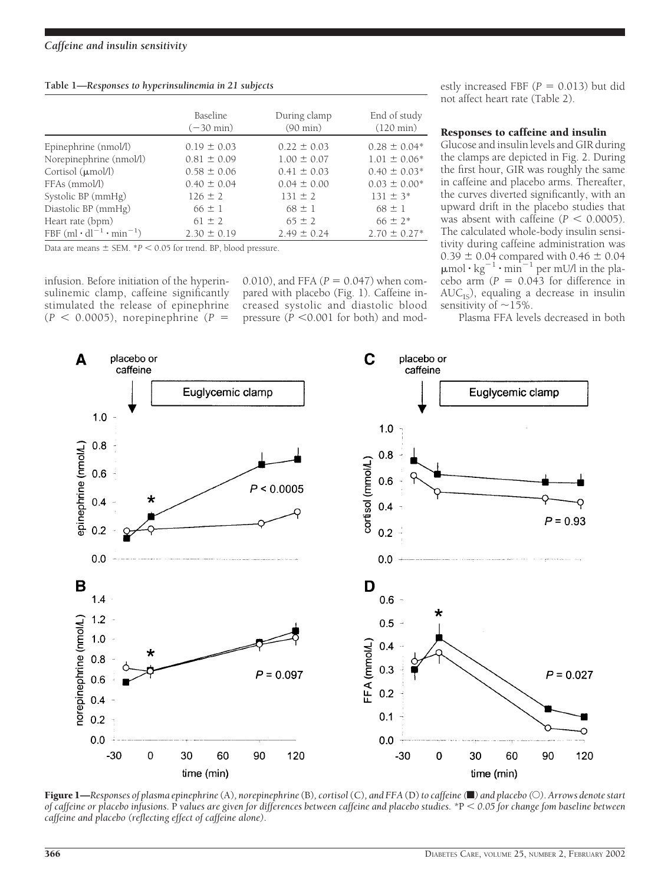**Table 1—Responses to hyperinsulinemia in 21 subjects**

| | Baseline (−30 min) | During clamp (90 min) | End of study (120 min) |
|---|---|---|---|
| Epinephrine (nmol/l) | 0.19 ± 0.03 | 0.22 ± 0.03 | 0.28 ± 0.04* |
| Norepinephrine (nmol/l) | 0.81 ± 0.09 | 1.00 ± 0.07 | 1.01 ± 0.06* |
| Cortisol (μmol/l) | 0.58 ± 0.06 | 0.41 ± 0.03 | 0.40 ± 0.03* |
| FFAs (mmol/l) | 0.40 ± 0.04 | 0.04 ± 0.00 | 0.03 ± 0.00* |
| Systolic BP (mmHg) | 126 ± 2 | 131 ± 2 | 131 ± 3* |
| Diastolic BP (mmHg) | 66 ± 1 | 68 ± 1 | 68 ± 1 |
| Heart rate (bpm) | 61 ± 2 | 65 ± 2 | 66 ± 2* |
| FBF ($ml \cdot dl^{-1} \cdot min^{-1}$) | 2.30 ± 0.19 | 2.49 ± 0.24 | 2.70 ± 0.27* |

Data are means ± SEM. *$P < 0.05$ for trend. BP, blood pressure.

infusion. Before initiation of the hyperinsulinemic clamp, caffeine significantly stimulated the release of epinephrine ($P < 0.0005$), norepinephrine ($P = 0.010$), and FFA ($P = 0.047$) when compared with placebo (Fig. 1). Caffeine increased systolic and diastolic blood pressure ($P < 0.001$ for both) and modestly increased FBF ($P = 0.013$) but did not affect heart rate (Table 2).

### Responses to caffeine and insulin

Glucose and insulin levels and GIR during the clamps are depicted in Fig. 2. During the first hour, GIR was roughly the same in caffeine and placebo arms. Thereafter, the curves diverted significantly, with an upward drift in the placebo studies that was absent with caffeine ($P < 0.0005$). The calculated whole-body insulin sensitivity during caffeine administration was 0.39 ± 0.04 compared with 0.46 ± 0.04 $\mu mol \cdot kg^{-1} \cdot min^{-1}$ per mU/l in the placebo arm ($P = 0.043$ for difference in $AUC_{IS}$), equaling a decrease in insulin sensitivity of ~15%.

Plasma FFA levels decreased in both

**Figure 1**—*Responses of plasma epinephrine* (A)*, norepinephrine* (B)*, cortisol* (C)*, and FFA* (D) *to caffeine* (■) *and placebo* (○). *Arrows denote start of caffeine or placebo infusions.* P *values are given for differences between caffeine and placebo studies.* *P *< 0.05 for change fom baseline between caffeine and placebo (reflecting effect of caffeine alone).*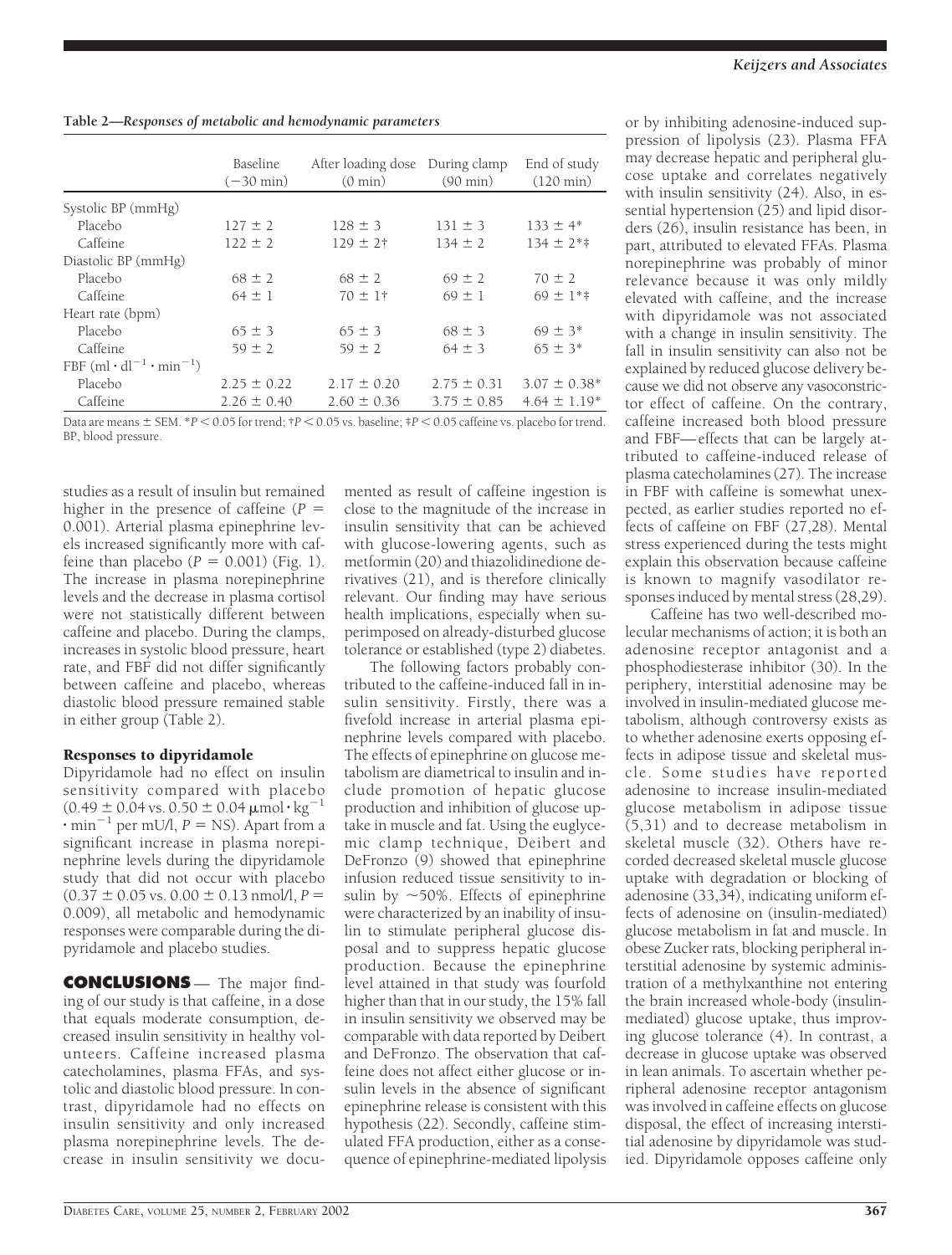**Table 2—Responses of metabolic and hemodynamic parameters**

| | Baseline (−30 min) | After loading dose (0 min) | During clamp (90 min) | End of study (120 min) |
|---|---|---|---|---|
| Systolic BP (mmHg) | | | | |
| Placebo | 127 ± 2 | 128 ± 3 | 131 ± 3 | 133 ± 4* |
| Caffeine | 122 ± 2 | 129 ± 2† | 134 ± 2 | 134 ± 2*‡ |
| Diastolic BP (mmHg) | | | | |
| Placebo | 68 ± 2 | 68 ± 2 | 69 ± 2 | 70 ± 2 |
| Caffeine | 64 ± 1 | 70 ± 1† | 69 ± 1 | 69 ± 1*‡ |
| Heart rate (bpm) | | | | |
| Placebo | 65 ± 3 | 65 ± 3 | 68 ± 3 | 69 ± 3* |
| Caffeine | 59 ± 2 | 59 ± 2 | 64 ± 3 | 65 ± 3* |
| FBF ($ml \cdot dl^{-1} \cdot min^{-1}$) | | | | |
| Placebo | 2.25 ± 0.22 | 2.17 ± 0.20 | 2.75 ± 0.31 | 3.07 ± 0.38* |
| Caffeine | 2.26 ± 0.40 | 2.60 ± 0.36 | 3.75 ± 0.85 | 4.64 ± 1.19* |

Data are means ± SEM. *$P < 0.05$ for trend; †$P < 0.05$ vs. baseline; ‡$P < 0.05$ caffeine vs. placebo for trend. BP, blood pressure.

studies as a result of insulin but remained higher in the presence of caffeine ($P = 0.001$). Arterial plasma epinephrine levels increased significantly more with caffeine than placebo ($P = 0.001$) (Fig. 1). The increase in plasma norepinephrine levels and the decrease in plasma cortisol were not statistically different between caffeine and placebo. During the clamps, increases in systolic blood pressure, heart rate, and FBF did not differ significantly between caffeine and placebo, whereas diastolic blood pressure remained stable in either group (Table 2).

### Responses to dipyridamole

Dipyridamole had no effect on insulin sensitivity compared with placebo (0.49 ± 0.04 vs. 0.50 ± 0.04 $\mu mol \cdot kg^{-1} \cdot min^{-1}$ per mU/l, $P$ = NS). Apart from a significant increase in plasma norepinephrine levels during the dipyridamole study that did not occur with placebo (0.37 ± 0.05 vs. 0.00 ± 0.13 nmol/l, $P = 0.009$), all metabolic and hemodynamic responses were comparable during the dipyridamole and placebo studies.

## CONCLUSIONS

— The major finding of our study is that caffeine, in a dose that equals moderate consumption, decreased insulin sensitivity in healthy volunteers. Caffeine increased plasma catecholamines, plasma FFAs, and systolic and diastolic blood pressure. In contrast, dipyridamole had no effects on insulin sensitivity and only increased plasma norepinephrine levels. The decrease in insulin sensitivity we documented as result of caffeine ingestion is close to the magnitude of the increase in insulin sensitivity that can be achieved with glucose-lowering agents, such as metformin (20) and thiazolidinedione derivatives (21), and is therefore clinically relevant. Our finding may have serious health implications, especially when superimposed on already-disturbed glucose tolerance or established (type 2) diabetes.

The following factors probably contributed to the caffeine-induced fall in insulin sensitivity. Firstly, there was a fivefold increase in arterial plasma epinephrine levels compared with placebo. The effects of epinephrine on glucose metabolism are diametrical to insulin and include promotion of hepatic glucose production and inhibition of glucose uptake in muscle and fat. Using the euglycemic clamp technique, Deibert and DeFronzo (9) showed that epinephrine infusion reduced tissue sensitivity to insulin by ~50%. Effects of epinephrine were characterized by an inability of insulin to stimulate peripheral glucose disposal and to suppress hepatic glucose production. Because the epinephrine level attained in that study was fourfold higher than that in our study, the 15% fall in insulin sensitivity we observed may be comparable with data reported by Deibert and DeFronzo. The observation that caffeine does not affect either glucose or insulin levels in the absence of significant epinephrine release is consistent with this hypothesis (22). Secondly, caffeine stimulated FFA production, either as a consequence of epinephrine-mediated lipolysis or by inhibiting adenosine-induced suppression of lipolysis (23). Plasma FFA may decrease hepatic and peripheral glucose uptake and correlates negatively with insulin sensitivity (24). Also, in essential hypertension (25) and lipid disorders (26), insulin resistance has been, in part, attributed to elevated FFAs. Plasma norepinephrine was probably of minor relevance because it was only mildly elevated with caffeine, and the increase with dipyridamole was not associated with a change in insulin sensitivity. The fall in insulin sensitivity can also not be explained by reduced glucose delivery because we did not observe any vasoconstrictor effect of caffeine. On the contrary, caffeine increased both blood pressure and FBF—effects that can be largely attributed to caffeine-induced release of plasma catecholamines (27). The increase in FBF with caffeine is somewhat unexpected, as earlier studies reported no effects of caffeine on FBF (27,28). Mental stress experienced during the tests might explain this observation because caffeine is known to magnify vasodilator responses induced by mental stress (28,29).

Caffeine has two well-described molecular mechanisms of action; it is both an adenosine receptor antagonist and a phosphodiesterase inhibitor (30). In the periphery, interstitial adenosine may be involved in insulin-mediated glucose metabolism, although controversy exists as to whether adenosine exerts opposing effects in adipose tissue and skeletal muscle. Some studies have reported adenosine to increase insulin-mediated glucose metabolism in adipose tissue (5,31) and to decrease metabolism in skeletal muscle (32). Others have recorded decreased skeletal muscle glucose uptake with degradation or blocking of adenosine (33,34), indicating uniform effects of adenosine on (insulin-mediated) glucose metabolism in fat and muscle. In obese Zucker rats, blocking peripheral interstitial adenosine by systemic administration of a methylxanthine not entering the brain increased whole-body (insulin-mediated) glucose uptake, thus improving glucose tolerance (4). In contrast, a decrease in glucose uptake was observed in lean animals. To ascertain whether peripheral adenosine receptor antagonism was involved in caffeine effects on glucose disposal, the effect of increasing interstitial adenosine by dipyridamole was studied. Dipyridamole opposes caffeine only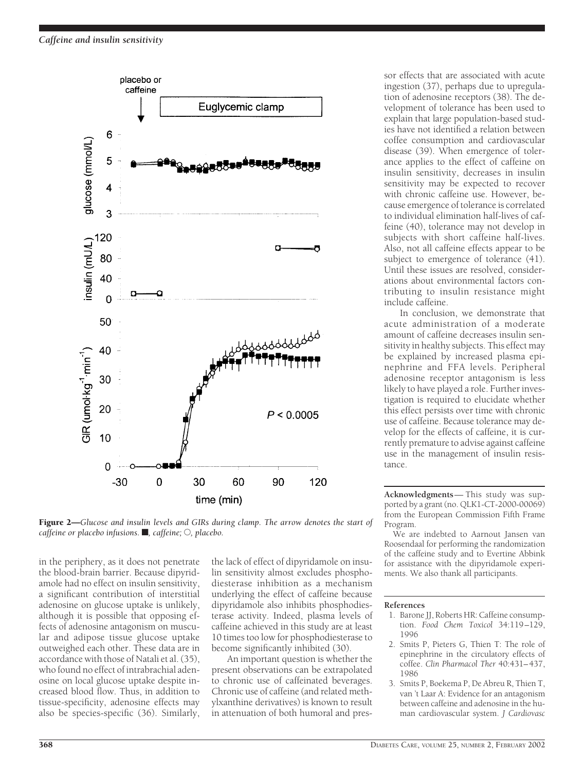Figure 2—*Glucose and insulin levels and GIRs during clamp. The arrow denotes the start of caffeine or placebo infusions.* ■, *caffeine;* ○, *placebo.*

in the periphery, as it does not penetrate the blood-brain barrier. Because dipyridamole had no effect on insulin sensitivity, a significant contribution of interstitial adenosine on glucose uptake is unlikely, although it is possible that opposing effects of adenosine antagonism on muscular and adipose tissue glucose uptake outweighed each other. These data are in accordance with those of Natali et al. (35), who found no effect of intrabrachial adenosine on local glucose uptake despite increased blood flow. Thus, in addition to tissue-specificity, adenosine effects may also be species-specific (36). Similarly, the lack of effect of dipyridamole on insulin sensitivity almost excludes phosphodiesterase inhibition as a mechanism underlying the effect of caffeine because dipyridamole also inhibits phosphodiesterase activity. Indeed, plasma levels of caffeine achieved in this study are at least 10 times too low for phosphodiesterase to become significantly inhibited (30).

An important question is whether the present observations can be extrapolated to chronic use of caffeinated beverages. Chronic use of caffeine (and related methylxanthine derivatives) is known to result in attenuation of both humoral and pressor effects that are associated with acute ingestion (37), perhaps due to upregulation of adenosine receptors (38). The development of tolerance has been used to explain that large population-based studies have not identified a relation between coffee consumption and cardiovascular disease (39). When emergence of tolerance applies to the effect of caffeine on insulin sensitivity, decreases in insulin sensitivity may be expected to recover with chronic caffeine use. However, because emergence of tolerance is correlated to individual elimination half-lives of caffeine (40), tolerance may not develop in subjects with short caffeine half-lives. Also, not all caffeine effects appear to be subject to emergence of tolerance (41). Until these issues are resolved, considerations about environmental factors contributing to insulin resistance might include caffeine.

In conclusion, we demonstrate that acute administration of a moderate amount of caffeine decreases insulin sensitivity in healthy subjects. This effect may be explained by increased plasma epinephrine and FFA levels. Peripheral adenosine receptor antagonism is less likely to have played a role. Further investigation is required to elucidate whether this effect persists over time with chronic use of caffeine. Because tolerance may develop for the effects of caffeine, it is currently premature to advise against caffeine use in the management of insulin resistance.

**Acknowledgments**— This study was supported by a grant (no. QLK1-CT-2000-00069) from the European Commission Fifth Frame Program.

We are indebted to Aarnout Jansen van Roosendaal for performing the randomization of the caffeine study and to Evertine Abbink for assistance with the dipyridamole experiments. We also thank all participants.

## References

1. Barone JJ, Roberts HR: Caffeine consumption. *Food Chem Toxicol* 34:119–129, 1996
2. Smits P, Pieters G, Thien T: The role of epinephrine in the circulatory effects of coffee. *Clin Pharmacol Ther* 40:431–437, 1986
3. Smits P, Boekema P, De Abreu R, Thien T, van 't Laar A: Evidence for an antagonism between caffeine and adenosine in the human cardiovascular system. *J Cardiovasc*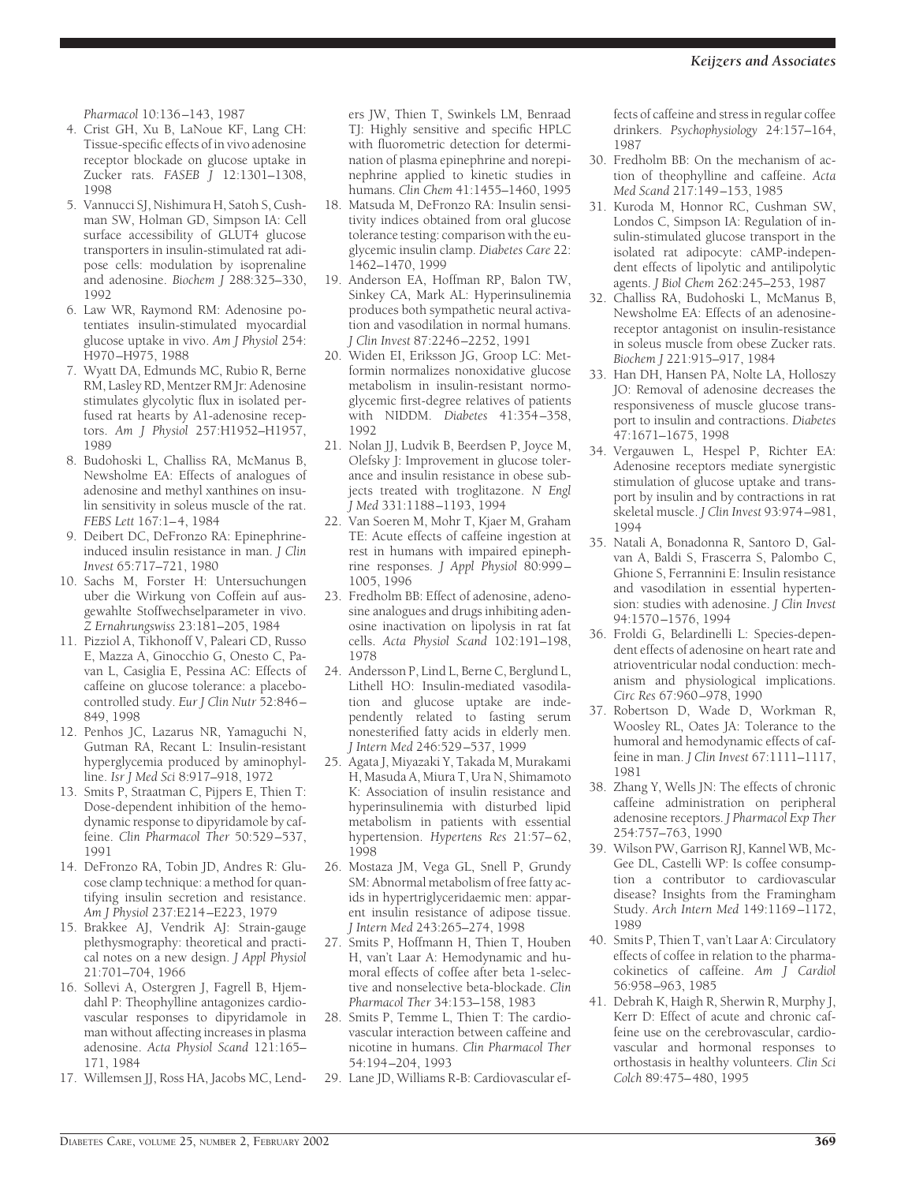*Pharmacol* 10:136–143, 1987

4. Crist GH, Xu B, LaNoue KF, Lang CH: Tissue-specific effects of in vivo adenosine receptor blockade on glucose uptake in Zucker rats. *FASEB J* 12:1301–1308, 1998
5. Vannucci SJ, Nishimura H, Satoh S, Cushman SW, Holman GD, Simpson IA: Cell surface accessibility of GLUT4 glucose transporters in insulin-stimulated rat adipose cells: modulation by isoprenaline and adenosine. *Biochem J* 288:325–330, 1992
6. Law WR, Raymond RM: Adenosine potentiates insulin-stimulated myocardial glucose uptake in vivo. *Am J Physiol* 254: H970–H975, 1988
7. Wyatt DA, Edmunds MC, Rubio R, Berne RM, Lasley RD, Mentzer RM Jr: Adenosine stimulates glycolytic flux in isolated perfused rat hearts by A1-adenosine receptors. *Am J Physiol* 257:H1952–H1957, 1989
8. Budohoski L, Challiss RA, McManus B, Newsholme EA: Effects of analogues of adenosine and methyl xanthines on insulin sensitivity in soleus muscle of the rat. *FEBS Lett* 167:1–4, 1984
9. Deibert DC, DeFronzo RA: Epinephrine-induced insulin resistance in man. *J Clin Invest* 65:717–721, 1980
10. Sachs M, Forster H: Untersuchungen uber die Wirkung von Coffein auf ausgewahlte Stoffwechselparameter in vivo. *Z Ernahrungswiss* 23:181–205, 1984
11. Pizziol A, Tikhonoff V, Paleari CD, Russo E, Mazza A, Ginocchio G, Onesto C, Pavan L, Casiglia E, Pessina AC: Effects of caffeine on glucose tolerance: a placebo-controlled study. *Eur J Clin Nutr* 52:846–849, 1998
12. Penhos JC, Lazarus NR, Yamaguchi N, Gutman RA, Recant L: Insulin-resistant hyperglycemia produced by aminophylline. *Isr J Med Sci* 8:917–918, 1972
13. Smits P, Straatman C, Pijpers E, Thien T: Dose-dependent inhibition of the hemodynamic response to dipyridamole by caffeine. *Clin Pharmacol Ther* 50:529–537, 1991
14. DeFronzo RA, Tobin JD, Andres R: Glucose clamp technique: a method for quantifying insulin secretion and resistance. *Am J Physiol* 237:E214–E223, 1979
15. Brakkee AJ, Vendrik AJ: Strain-gauge plethysmography: theoretical and practical notes on a new design. *J Appl Physiol* 21:701–704, 1966
16. Sollevi A, Ostergren J, Fagrell B, Hjemdahl P: Theophylline antagonizes cardiovascular responses to dipyridamole in man without affecting increases in plasma adenosine. *Acta Physiol Scand* 121:165–171, 1984
17. Willemsen JJ, Ross HA, Jacobs MC, Lenders JW, Thien T, Swinkels LM, Benraad TJ: Highly sensitive and specific HPLC with fluorometric detection for determination of plasma epinephrine and norepinephrine applied to kinetic studies in humans. *Clin Chem* 41:1455–1460, 1995
18. Matsuda M, DeFronzo RA: Insulin sensitivity indices obtained from oral glucose tolerance testing: comparison with the euglycemic insulin clamp. *Diabetes Care* 22: 1462–1470, 1999
19. Anderson EA, Hoffman RP, Balon TW, Sinkey CA, Mark AL: Hyperinsulinemia produces both sympathetic neural activation and vasodilation in normal humans. *J Clin Invest* 87:2246–2252, 1991
20. Widen EI, Eriksson JG, Groop LC: Metformin normalizes nonoxidative glucose metabolism in insulin-resistant normoglycemic first-degree relatives of patients with NIDDM. *Diabetes* 41:354–358, 1992
21. Nolan JJ, Ludvik B, Beerdsen P, Joyce M, Olefsky J: Improvement in glucose tolerance and insulin resistance in obese subjects treated with troglitazone. *N Engl J Med* 331:1188–1193, 1994
22. Van Soeren M, Mohr T, Kjaer M, Graham TE: Acute effects of caffeine ingestion at rest in humans with impaired epinephrine responses. *J Appl Physiol* 80:999–1005, 1996
23. Fredholm BB: Effect of adenosine, adenosine analogues and drugs inhibiting adenosine inactivation on lipolysis in rat fat cells. *Acta Physiol Scand* 102:191–198, 1978
24. Andersson P, Lind L, Berne C, Berglund L, Lithell HO: Insulin-mediated vasodilation and glucose uptake are independently related to fasting serum nonesterified fatty acids in elderly men. *J Intern Med* 246:529–537, 1999
25. Agata J, Miyazaki Y, Takada M, Murakami H, Masuda A, Miura T, Ura N, Shimamoto K: Association of insulin resistance and hyperinsulinemia with disturbed lipid metabolism in patients with essential hypertension. *Hypertens Res* 21:57–62, 1998
26. Mostaza JM, Vega GL, Snell P, Grundy SM: Abnormal metabolism of free fatty acids in hypertriglyceridaemic men: apparent insulin resistance of adipose tissue. *J Intern Med* 243:265–274, 1998
27. Smits P, Hoffmann H, Thien T, Houben H, van't Laar A: Hemodynamic and humoral effects of coffee after beta 1-selective and nonselective beta-blockade. *Clin Pharmacol Ther* 34:153–158, 1983
28. Smits P, Temme L, Thien T: The cardiovascular interaction between caffeine and nicotine in humans. *Clin Pharmacol Ther* 54:194–204, 1993
29. Lane JD, Williams R-B: Cardiovascular effects of caffeine and stress in regular coffee drinkers. *Psychophysiology* 24:157–164, 1987
30. Fredholm BB: On the mechanism of action of theophylline and caffeine. *Acta Med Scand* 217:149–153, 1985
31. Kuroda M, Honnor RC, Cushman SW, Londos C, Simpson IA: Regulation of insulin-stimulated glucose transport in the isolated rat adipocyte: cAMP-independent effects of lipolytic and antilipolytic agents. *J Biol Chem* 262:245–253, 1987
32. Challiss RA, Budohoski L, McManus B, Newsholme EA: Effects of an adenosine-receptor antagonist on insulin-resistance in soleus muscle from obese Zucker rats. *Biochem J* 221:915–917, 1984
33. Han DH, Hansen PA, Nolte LA, Holloszy JO: Removal of adenosine decreases the responsiveness of muscle glucose transport to insulin and contractions. *Diabetes* 47:1671–1675, 1998
34. Vergauwen L, Hespel P, Richter EA: Adenosine receptors mediate synergistic stimulation of glucose uptake and transport by insulin and by contractions in rat skeletal muscle. *J Clin Invest* 93:974–981, 1994
35. Natali A, Bonadonna R, Santoro D, Galvan A, Baldi S, Frascerra S, Palombo C, Ghione S, Ferrannini E: Insulin resistance and vasodilation in essential hypertension: studies with adenosine. *J Clin Invest* 94:1570–1576, 1994
36. Froldi G, Belardinelli L: Species-dependent effects of adenosine on heart rate and atrioventricular nodal conduction: mechanism and physiological implications. *Circ Res* 67:960–978, 1990
37. Robertson D, Wade D, Workman R, Woosley RL, Oates JA: Tolerance to the humoral and hemodynamic effects of caffeine in man. *J Clin Invest* 67:1111–1117, 1981
38. Zhang Y, Wells JN: The effects of chronic caffeine administration on peripheral adenosine receptors. *J Pharmacol Exp Ther* 254:757–763, 1990
39. Wilson PW, Garrison RJ, Kannel WB, McGee DL, Castelli WP: Is coffee consumption a contributor to cardiovascular disease? Insights from the Framingham Study. *Arch Intern Med* 149:1169–1172, 1989
40. Smits P, Thien T, van't Laar A: Circulatory effects of coffee in relation to the pharmacokinetics of caffeine. *Am J Cardiol* 56:958–963, 1985
41. Debrah K, Haigh R, Sherwin R, Murphy J, Kerr D: Effect of acute and chronic caffeine use on the cerebrovascular, cardiovascular and hormonal responses to orthostasis in healthy volunteers. *Clin Sci Colch* 89:475–480, 1995